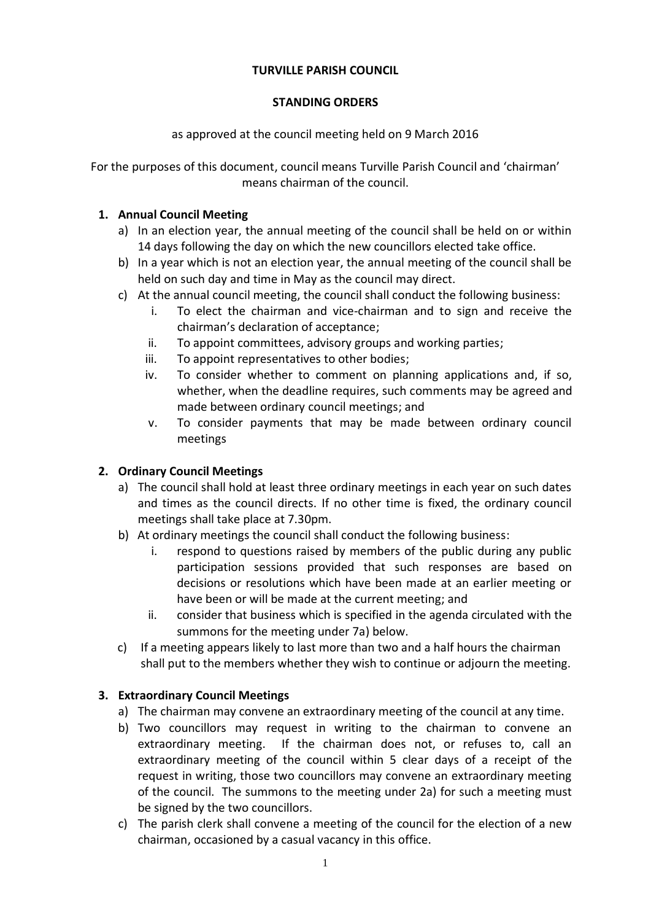# TURVILLE PARISH COUNCIL

## STANDING ORDERS

as approved at the council meeting held on 9 March 2016

For the purposes of this document, council means Turville Parish Council and 'chairman' means chairman of the council.

1. **Annual Council Meeting**
   a) In an election year, the annual meeting of the council shall be held on or within 14 days following the day on which the new councillors elected take office.
   b) In a year which is not an election year, the annual meeting of the council shall be held on such day and time in May as the council may direct.
   c) At the annual council meeting, the council shall conduct the following business:
      i. To elect the chairman and vice-chairman and to sign and receive the chairman's declaration of acceptance;
      ii. To appoint committees, advisory groups and working parties;
      iii. To appoint representatives to other bodies;
      iv. To consider whether to comment on planning applications and, if so, whether, when the deadline requires, such comments may be agreed and made between ordinary council meetings; and
      v. To consider payments that may be made between ordinary council meetings

2. **Ordinary Council Meetings**
   a) The council shall hold at least three ordinary meetings in each year on such dates and times as the council directs. If no other time is fixed, the ordinary council meetings shall take place at 7.30pm.
   b) At ordinary meetings the council shall conduct the following business:
      i. respond to questions raised by members of the public during any public participation sessions provided that such responses are based on decisions or resolutions which have been made at an earlier meeting or have been or will be made at the current meeting; and
      ii. consider that business which is specified in the agenda circulated with the summons for the meeting under 7a) below.
   c) If a meeting appears likely to last more than two and a half hours the chairman shall put to the members whether they wish to continue or adjourn the meeting.

3. **Extraordinary Council Meetings**
   a) The chairman may convene an extraordinary meeting of the council at any time.
   b) Two councillors may request in writing to the chairman to convene an extraordinary meeting. If the chairman does not, or refuses to, call an extraordinary meeting of the council within 5 clear days of a receipt of the request in writing, those two councillors may convene an extraordinary meeting of the council. The summons to the meeting under 2a) for such a meeting must be signed by the two councillors.
   c) The parish clerk shall convene a meeting of the council for the election of a new chairman, occasioned by a casual vacancy in this office.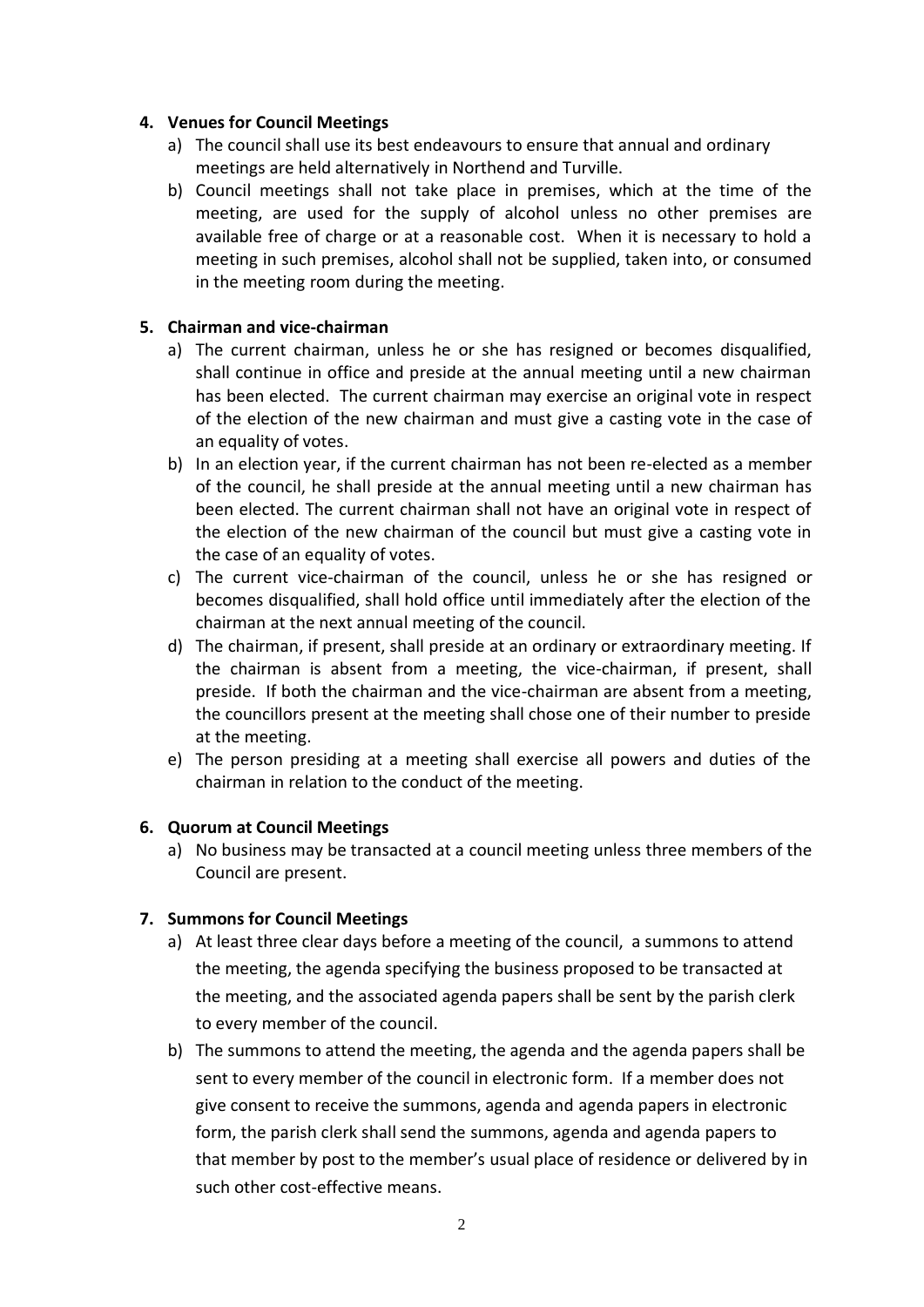**4. Venues for Council Meetings**

a) The council shall use its best endeavours to ensure that annual and ordinary meetings are held alternatively in Northend and Turville.

b) Council meetings shall not take place in premises, which at the time of the meeting, are used for the supply of alcohol unless no other premises are available free of charge or at a reasonable cost. When it is necessary to hold a meeting in such premises, alcohol shall not be supplied, taken into, or consumed in the meeting room during the meeting.

**5. Chairman and vice-chairman**

a) The current chairman, unless he or she has resigned or becomes disqualified, shall continue in office and preside at the annual meeting until a new chairman has been elected. The current chairman may exercise an original vote in respect of the election of the new chairman and must give a casting vote in the case of an equality of votes.

b) In an election year, if the current chairman has not been re-elected as a member of the council, he shall preside at the annual meeting until a new chairman has been elected. The current chairman shall not have an original vote in respect of the election of the new chairman of the council but must give a casting vote in the case of an equality of votes.

c) The current vice-chairman of the council, unless he or she has resigned or becomes disqualified, shall hold office until immediately after the election of the chairman at the next annual meeting of the council.

d) The chairman, if present, shall preside at an ordinary or extraordinary meeting. If the chairman is absent from a meeting, the vice-chairman, if present, shall preside. If both the chairman and the vice-chairman are absent from a meeting, the councillors present at the meeting shall chose one of their number to preside at the meeting.

e) The person presiding at a meeting shall exercise all powers and duties of the chairman in relation to the conduct of the meeting.

**6. Quorum at Council Meetings**

a) No business may be transacted at a council meeting unless three members of the Council are present.

**7. Summons for Council Meetings**

a) At least three clear days before a meeting of the council, a summons to attend the meeting, the agenda specifying the business proposed to be transacted at the meeting, and the associated agenda papers shall be sent by the parish clerk to every member of the council.

b) The summons to attend the meeting, the agenda and the agenda papers shall be sent to every member of the council in electronic form. If a member does not give consent to receive the summons, agenda and agenda papers in electronic form, the parish clerk shall send the summons, agenda and agenda papers to that member by post to the member's usual place of residence or delivered by in such other cost-effective means.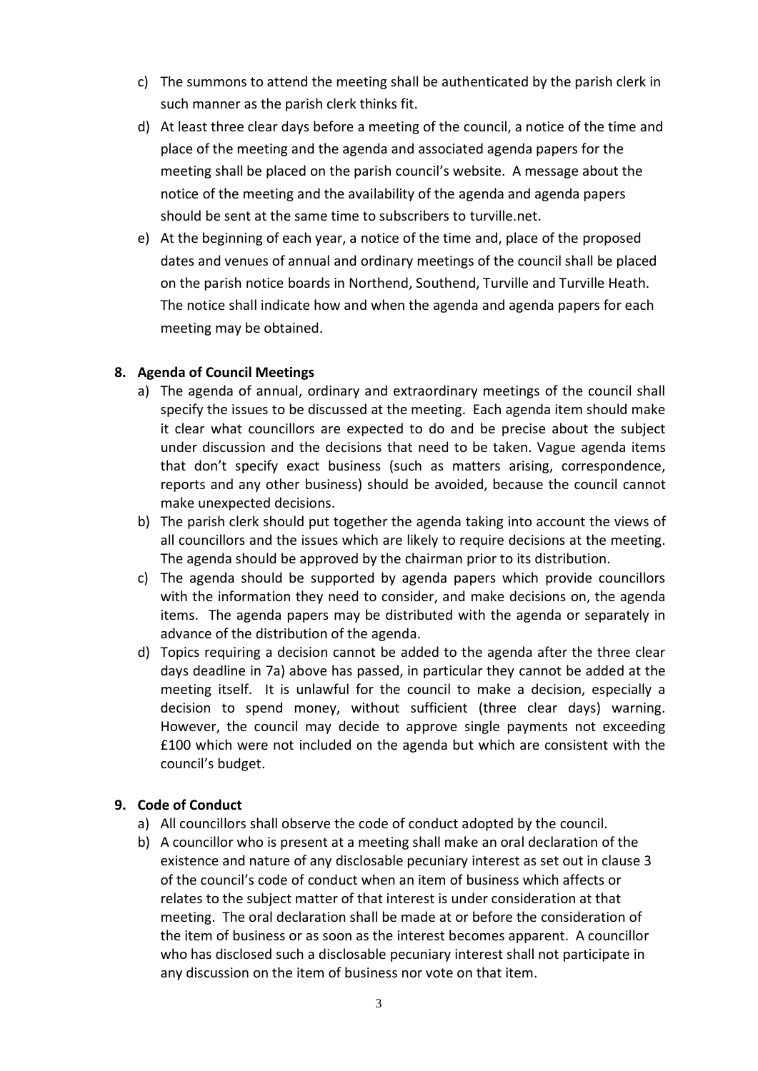c) The summons to attend the meeting shall be authenticated by the parish clerk in such manner as the parish clerk thinks fit.

d) At least three clear days before a meeting of the council, a notice of the time and place of the meeting and the agenda and associated agenda papers for the meeting shall be placed on the parish council's website. A message about the notice of the meeting and the availability of the agenda and agenda papers should be sent at the same time to subscribers to turville.net.

e) At the beginning of each year, a notice of the time and, place of the proposed dates and venues of annual and ordinary meetings of the council shall be placed on the parish notice boards in Northend, Southend, Turville and Turville Heath. The notice shall indicate how and when the agenda and agenda papers for each meeting may be obtained.

## 8. Agenda of Council Meetings

a) The agenda of annual, ordinary and extraordinary meetings of the council shall specify the issues to be discussed at the meeting. Each agenda item should make it clear what councillors are expected to do and be precise about the subject under discussion and the decisions that need to be taken. Vague agenda items that don't specify exact business (such as matters arising, correspondence, reports and any other business) should be avoided, because the council cannot make unexpected decisions.

b) The parish clerk should put together the agenda taking into account the views of all councillors and the issues which are likely to require decisions at the meeting. The agenda should be approved by the chairman prior to its distribution.

c) The agenda should be supported by agenda papers which provide councillors with the information they need to consider, and make decisions on, the agenda items. The agenda papers may be distributed with the agenda or separately in advance of the distribution of the agenda.

d) Topics requiring a decision cannot be added to the agenda after the three clear days deadline in 7a) above has passed, in particular they cannot be added at the meeting itself. It is unlawful for the council to make a decision, especially a decision to spend money, without sufficient (three clear days) warning. However, the council may decide to approve single payments not exceeding £100 which were not included on the agenda but which are consistent with the council's budget.

## 9. Code of Conduct

a) All councillors shall observe the code of conduct adopted by the council.

b) A councillor who is present at a meeting shall make an oral declaration of the existence and nature of any disclosable pecuniary interest as set out in clause 3 of the council's code of conduct when an item of business which affects or relates to the subject matter of that interest is under consideration at that meeting. The oral declaration shall be made at or before the consideration of the item of business or as soon as the interest becomes apparent. A councillor who has disclosed such a disclosable pecuniary interest shall not participate in any discussion on the item of business nor vote on that item.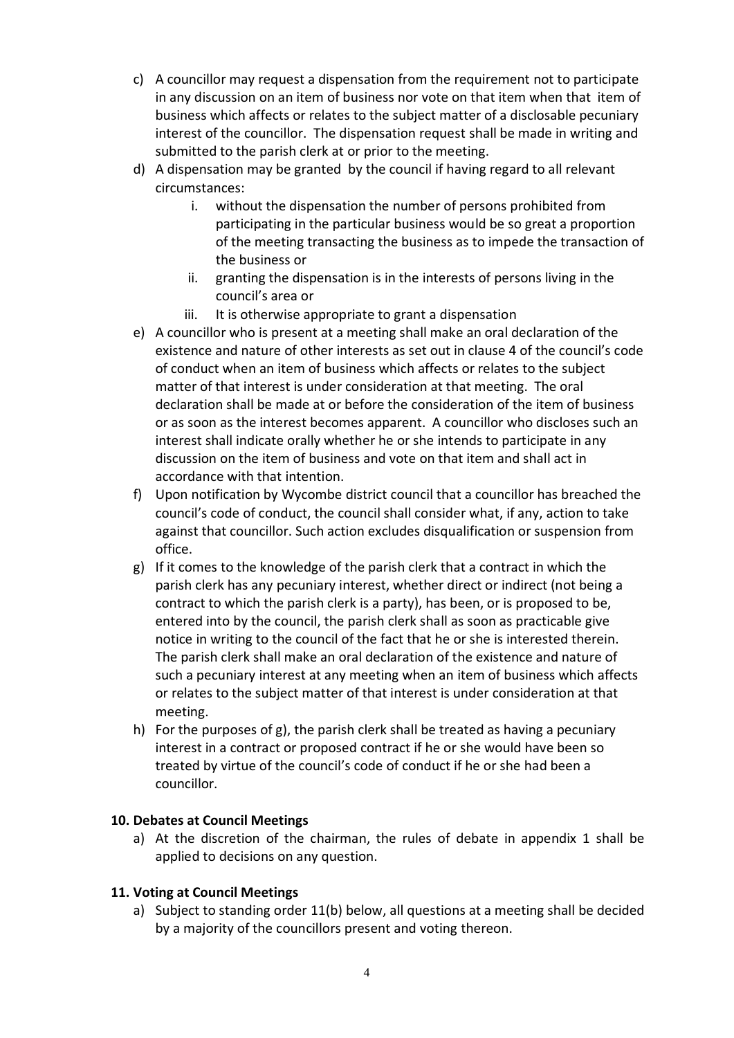c) A councillor may request a dispensation from the requirement not to participate in any discussion on an item of business nor vote on that item when that item of business which affects or relates to the subject matter of a disclosable pecuniary interest of the councillor. The dispensation request shall be made in writing and submitted to the parish clerk at or prior to the meeting.

d) A dispensation may be granted by the council if having regard to all relevant circumstances:
    i. without the dispensation the number of persons prohibited from participating in the particular business would be so great a proportion of the meeting transacting the business as to impede the transaction of the business or
    ii. granting the dispensation is in the interests of persons living in the council's area or
    iii. It is otherwise appropriate to grant a dispensation

e) A councillor who is present at a meeting shall make an oral declaration of the existence and nature of other interests as set out in clause 4 of the council's code of conduct when an item of business which affects or relates to the subject matter of that interest is under consideration at that meeting. The oral declaration shall be made at or before the consideration of the item of business or as soon as the interest becomes apparent. A councillor who discloses such an interest shall indicate orally whether he or she intends to participate in any discussion on the item of business and vote on that item and shall act in accordance with that intention.

f) Upon notification by Wycombe district council that a councillor has breached the council's code of conduct, the council shall consider what, if any, action to take against that councillor. Such action excludes disqualification or suspension from office.

g) If it comes to the knowledge of the parish clerk that a contract in which the parish clerk has any pecuniary interest, whether direct or indirect (not being a contract to which the parish clerk is a party), has been, or is proposed to be, entered into by the council, the parish clerk shall as soon as practicable give notice in writing to the council of the fact that he or she is interested therein. The parish clerk shall make an oral declaration of the existence and nature of such a pecuniary interest at any meeting when an item of business which affects or relates to the subject matter of that interest is under consideration at that meeting.

h) For the purposes of g), the parish clerk shall be treated as having a pecuniary interest in a contract or proposed contract if he or she would have been so treated by virtue of the council's code of conduct if he or she had been a councillor.

**10. Debates at Council Meetings**

a) At the discretion of the chairman, the rules of debate in appendix 1 shall be applied to decisions on any question.

**11. Voting at Council Meetings**

a) Subject to standing order 11(b) below, all questions at a meeting shall be decided by a majority of the councillors present and voting thereon.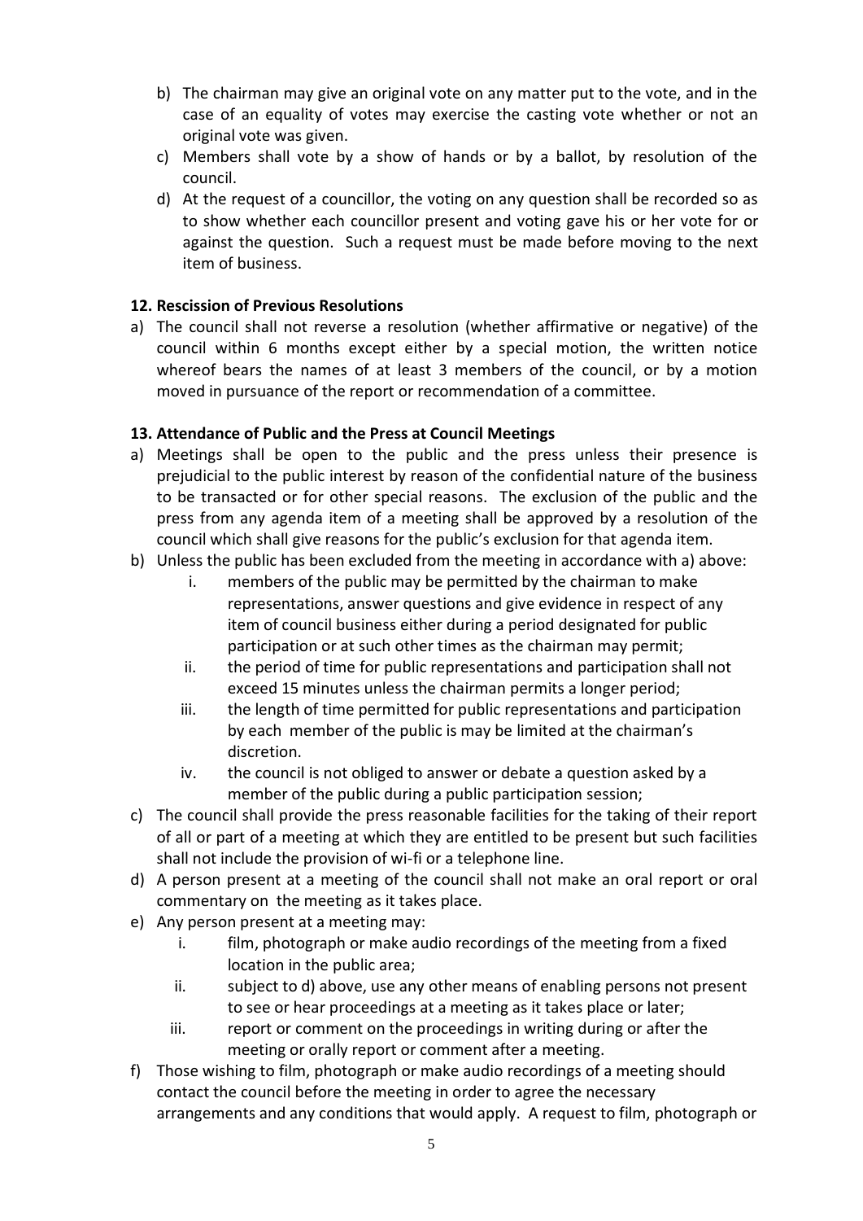b) The chairman may give an original vote on any matter put to the vote, and in the case of an equality of votes may exercise the casting vote whether or not an original vote was given.
c) Members shall vote by a show of hands or by a ballot, by resolution of the council.
d) At the request of a councillor, the voting on any question shall be recorded so as to show whether each councillor present and voting gave his or her vote for or against the question. Such a request must be made before moving to the next item of business.

**12. Rescission of Previous Resolutions**

a) The council shall not reverse a resolution (whether affirmative or negative) of the council within 6 months except either by a special motion, the written notice whereof bears the names of at least 3 members of the council, or by a motion moved in pursuance of the report or recommendation of a committee.

**13. Attendance of Public and the Press at Council Meetings**

a) Meetings shall be open to the public and the press unless their presence is prejudicial to the public interest by reason of the confidential nature of the business to be transacted or for other special reasons. The exclusion of the public and the press from any agenda item of a meeting shall be approved by a resolution of the council which shall give reasons for the public's exclusion for that agenda item.
b) Unless the public has been excluded from the meeting in accordance with a) above:
   i. members of the public may be permitted by the chairman to make representations, answer questions and give evidence in respect of any item of council business either during a period designated for public participation or at such other times as the chairman may permit;
   ii. the period of time for public representations and participation shall not exceed 15 minutes unless the chairman permits a longer period;
   iii. the length of time permitted for public representations and participation by each member of the public is may be limited at the chairman's discretion.
   iv. the council is not obliged to answer or debate a question asked by a member of the public during a public participation session;
c) The council shall provide the press reasonable facilities for the taking of their report of all or part of a meeting at which they are entitled to be present but such facilities shall not include the provision of wi-fi or a telephone line.
d) A person present at a meeting of the council shall not make an oral report or oral commentary on the meeting as it takes place.
e) Any person present at a meeting may:
   i. film, photograph or make audio recordings of the meeting from a fixed location in the public area;
   ii. subject to d) above, use any other means of enabling persons not present to see or hear proceedings at a meeting as it takes place or later;
   iii. report or comment on the proceedings in writing during or after the meeting or orally report or comment after a meeting.
f) Those wishing to film, photograph or make audio recordings of a meeting should contact the council before the meeting in order to agree the necessary arrangements and any conditions that would apply. A request to film, photograph or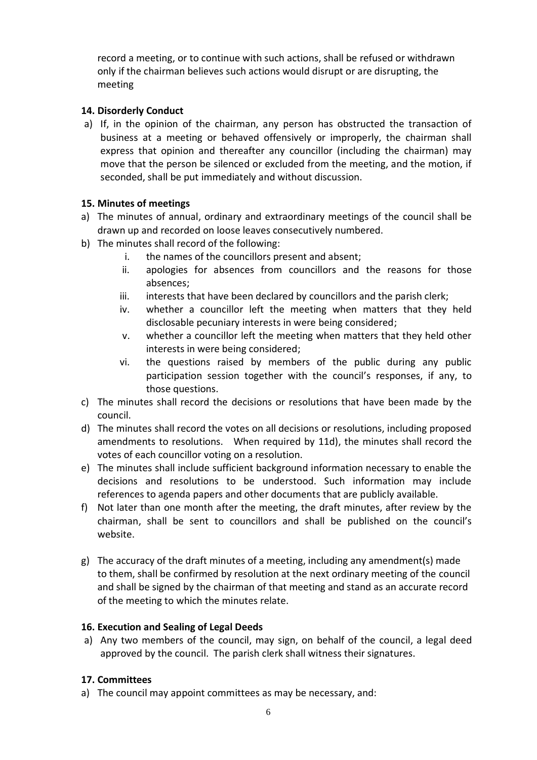record a meeting, or to continue with such actions, shall be refused or withdrawn only if the chairman believes such actions would disrupt or are disrupting, the meeting

**14. Disorderly Conduct**

a) If, in the opinion of the chairman, any person has obstructed the transaction of business at a meeting or behaved offensively or improperly, the chairman shall express that opinion and thereafter any councillor (including the chairman) may move that the person be silenced or excluded from the meeting, and the motion, if seconded, shall be put immediately and without discussion.

**15. Minutes of meetings**

a) The minutes of annual, ordinary and extraordinary meetings of the council shall be drawn up and recorded on loose leaves consecutively numbered.
b) The minutes shall record of the following:
    i. the names of the councillors present and absent;
    ii. apologies for absences from councillors and the reasons for those absences;
    iii. interests that have been declared by councillors and the parish clerk;
    iv. whether a councillor left the meeting when matters that they held disclosable pecuniary interests in were being considered;
    v. whether a councillor left the meeting when matters that they held other interests in were being considered;
    vi. the questions raised by members of the public during any public participation session together with the council's responses, if any, to those questions.
c) The minutes shall record the decisions or resolutions that have been made by the council.
d) The minutes shall record the votes on all decisions or resolutions, including proposed amendments to resolutions. When required by 11d), the minutes shall record the votes of each councillor voting on a resolution.
e) The minutes shall include sufficient background information necessary to enable the decisions and resolutions to be understood. Such information may include references to agenda papers and other documents that are publicly available.
f) Not later than one month after the meeting, the draft minutes, after review by the chairman, shall be sent to councillors and shall be published on the council's website.
g) The accuracy of the draft minutes of a meeting, including any amendment(s) made to them, shall be confirmed by resolution at the next ordinary meeting of the council and shall be signed by the chairman of that meeting and stand as an accurate record of the meeting to which the minutes relate.

**16. Execution and Sealing of Legal Deeds**

a) Any two members of the council, may sign, on behalf of the council, a legal deed approved by the council. The parish clerk shall witness their signatures.

**17. Committees**

a) The council may appoint committees as may be necessary, and: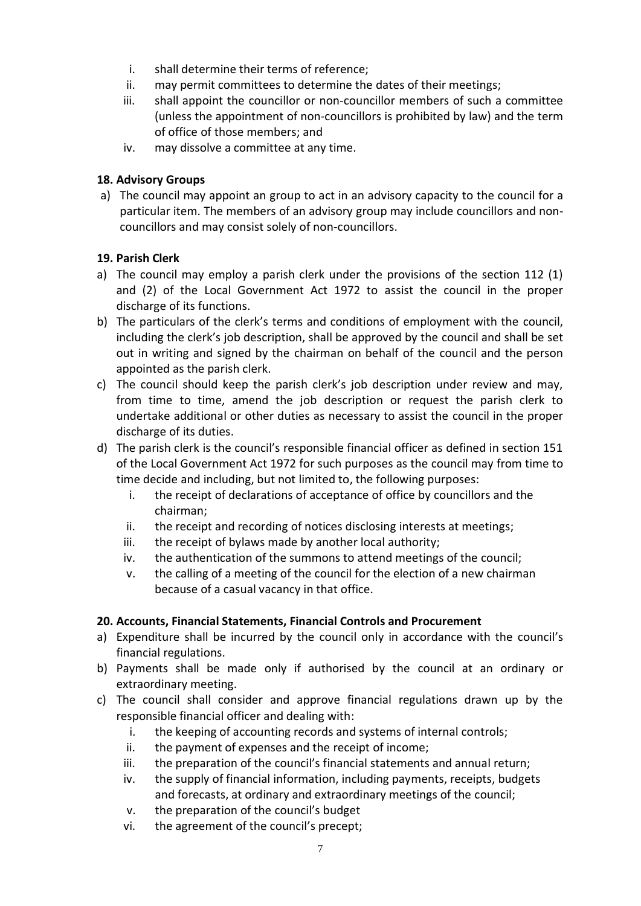i. shall determine their terms of reference;
ii. may permit committees to determine the dates of their meetings;
iii. shall appoint the councillor or non-councillor members of such a committee (unless the appointment of non-councillors is prohibited by law) and the term of office of those members; and
iv. may dissolve a committee at any time.

**18. Advisory Groups**

a) The council may appoint an group to act in an advisory capacity to the council for a particular item. The members of an advisory group may include councillors and non-councillors and may consist solely of non-councillors.

**19. Parish Clerk**

a) The council may employ a parish clerk under the provisions of the section 112 (1) and (2) of the Local Government Act 1972 to assist the council in the proper discharge of its functions.
b) The particulars of the clerk's terms and conditions of employment with the council, including the clerk's job description, shall be approved by the council and shall be set out in writing and signed by the chairman on behalf of the council and the person appointed as the parish clerk.
c) The council should keep the parish clerk's job description under review and may, from time to time, amend the job description or request the parish clerk to undertake additional or other duties as necessary to assist the council in the proper discharge of its duties.
d) The parish clerk is the council's responsible financial officer as defined in section 151 of the Local Government Act 1972 for such purposes as the council may from time to time decide and including, but not limited to, the following purposes:
   i. the receipt of declarations of acceptance of office by councillors and the chairman;
   ii. the receipt and recording of notices disclosing interests at meetings;
   iii. the receipt of bylaws made by another local authority;
   iv. the authentication of the summons to attend meetings of the council;
   v. the calling of a meeting of the council for the election of a new chairman because of a casual vacancy in that office.

**20. Accounts, Financial Statements, Financial Controls and Procurement**

a) Expenditure shall be incurred by the council only in accordance with the council's financial regulations.
b) Payments shall be made only if authorised by the council at an ordinary or extraordinary meeting.
c) The council shall consider and approve financial regulations drawn up by the responsible financial officer and dealing with:
   i. the keeping of accounting records and systems of internal controls;
   ii. the payment of expenses and the receipt of income;
   iii. the preparation of the council's financial statements and annual return;
   iv. the supply of financial information, including payments, receipts, budgets and forecasts, at ordinary and extraordinary meetings of the council;
   v. the preparation of the council's budget
   vi. the agreement of the council's precept;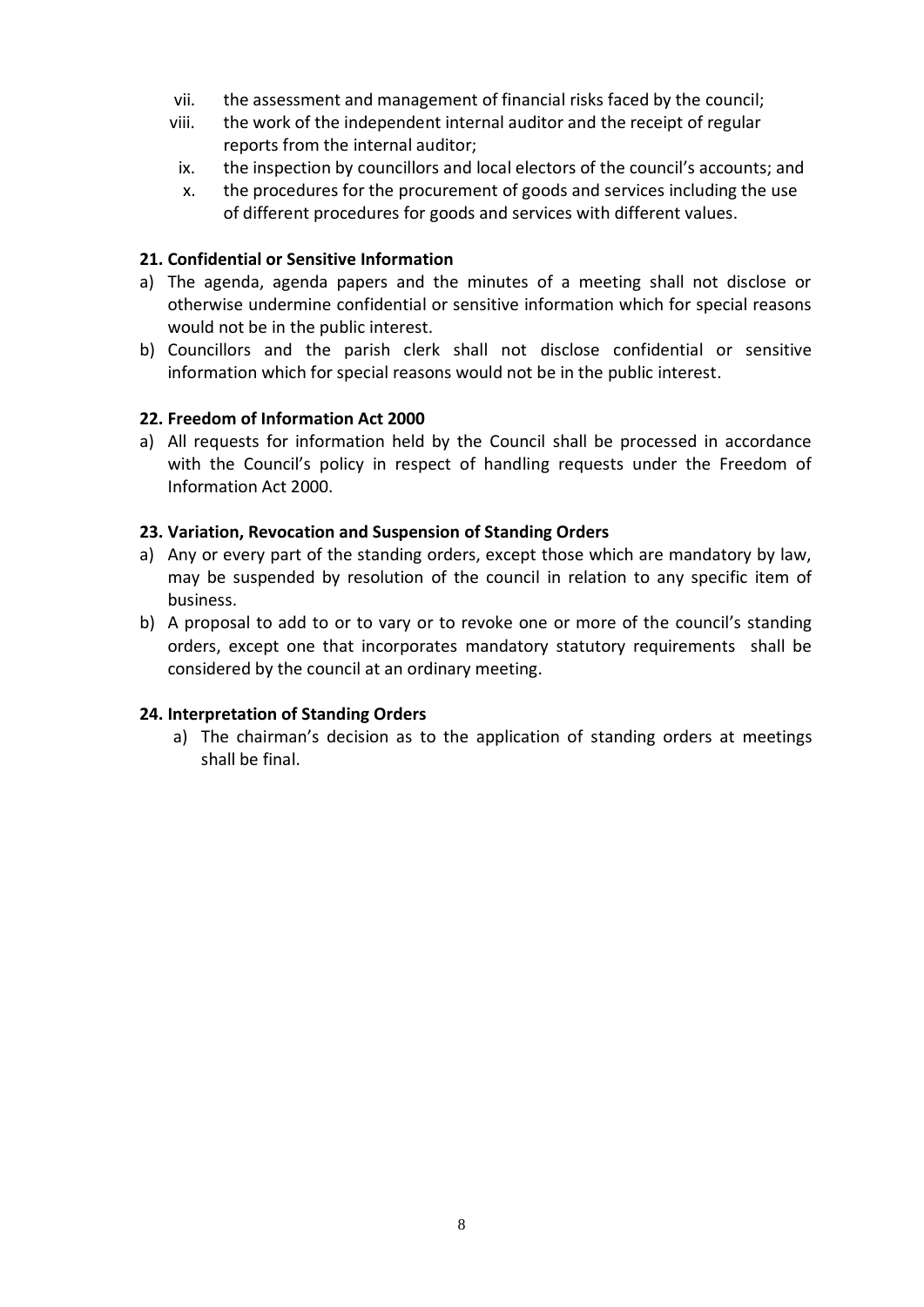vii. the assessment and management of financial risks faced by the council;
viii. the work of the independent internal auditor and the receipt of regular reports from the internal auditor;
ix. the inspection by councillors and local electors of the council's accounts; and
x. the procedures for the procurement of goods and services including the use of different procedures for goods and services with different values.

**21. Confidential or Sensitive Information**

a) The agenda, agenda papers and the minutes of a meeting shall not disclose or otherwise undermine confidential or sensitive information which for special reasons would not be in the public interest.
b) Councillors and the parish clerk shall not disclose confidential or sensitive information which for special reasons would not be in the public interest.

**22. Freedom of Information Act 2000**

a) All requests for information held by the Council shall be processed in accordance with the Council's policy in respect of handling requests under the Freedom of Information Act 2000.

**23. Variation, Revocation and Suspension of Standing Orders**

a) Any or every part of the standing orders, except those which are mandatory by law, may be suspended by resolution of the council in relation to any specific item of business.
b) A proposal to add to or to vary or to revoke one or more of the council's standing orders, except one that incorporates mandatory statutory requirements shall be considered by the council at an ordinary meeting.

**24. Interpretation of Standing Orders**

a) The chairman's decision as to the application of standing orders at meetings shall be final.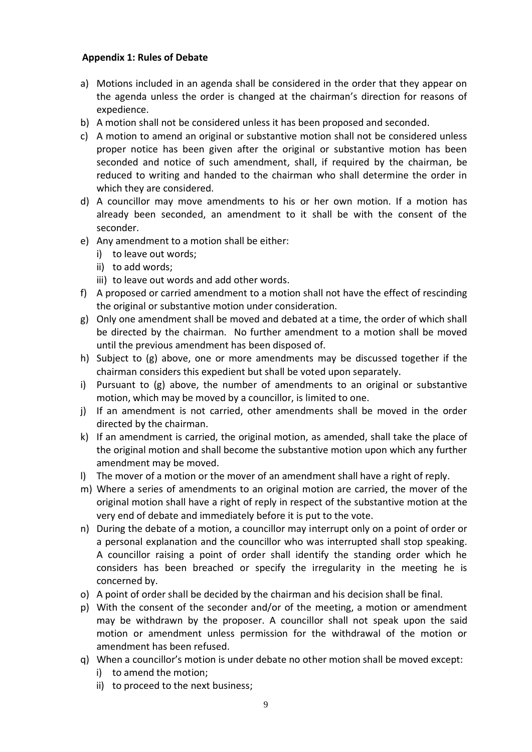**Appendix 1: Rules of Debate**

a) Motions included in an agenda shall be considered in the order that they appear on the agenda unless the order is changed at the chairman's direction for reasons of expedience.

b) A motion shall not be considered unless it has been proposed and seconded.

c) A motion to amend an original or substantive motion shall not be considered unless proper notice has been given after the original or substantive motion has been seconded and notice of such amendment, shall, if required by the chairman, be reduced to writing and handed to the chairman who shall determine the order in which they are considered.

d) A councillor may move amendments to his or her own motion. If a motion has already been seconded, an amendment to it shall be with the consent of the seconder.

e) Any amendment to a motion shall be either:
   i) to leave out words;
   ii) to add words;
   iii) to leave out words and add other words.

f) A proposed or carried amendment to a motion shall not have the effect of rescinding the original or substantive motion under consideration.

g) Only one amendment shall be moved and debated at a time, the order of which shall be directed by the chairman. No further amendment to a motion shall be moved until the previous amendment has been disposed of.

h) Subject to (g) above, one or more amendments may be discussed together if the chairman considers this expedient but shall be voted upon separately.

i) Pursuant to (g) above, the number of amendments to an original or substantive motion, which may be moved by a councillor, is limited to one.

j) If an amendment is not carried, other amendments shall be moved in the order directed by the chairman.

k) If an amendment is carried, the original motion, as amended, shall take the place of the original motion and shall become the substantive motion upon which any further amendment may be moved.

l) The mover of a motion or the mover of an amendment shall have a right of reply.

m) Where a series of amendments to an original motion are carried, the mover of the original motion shall have a right of reply in respect of the substantive motion at the very end of debate and immediately before it is put to the vote.

n) During the debate of a motion, a councillor may interrupt only on a point of order or a personal explanation and the councillor who was interrupted shall stop speaking. A councillor raising a point of order shall identify the standing order which he considers has been breached or specify the irregularity in the meeting he is concerned by.

o) A point of order shall be decided by the chairman and his decision shall be final.

p) With the consent of the seconder and/or of the meeting, a motion or amendment may be withdrawn by the proposer. A councillor shall not speak upon the said motion or amendment unless permission for the withdrawal of the motion or amendment has been refused.

q) When a councillor's motion is under debate no other motion shall be moved except:
   i) to amend the motion;
   ii) to proceed to the next business;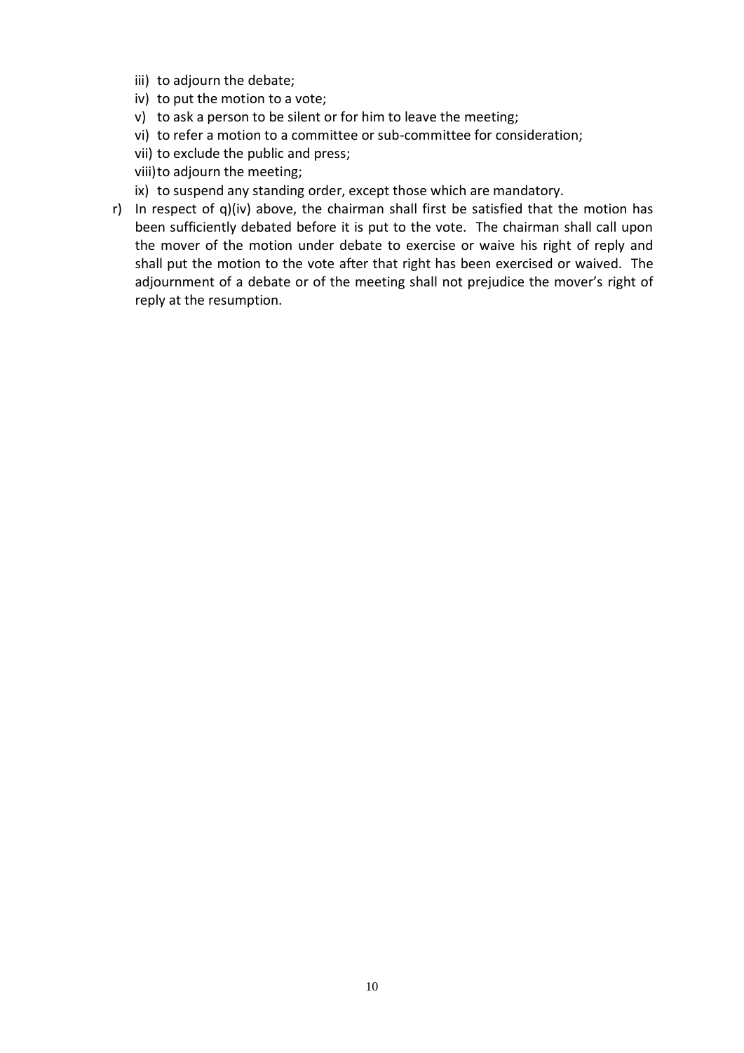- iii) to adjourn the debate;
- iv) to put the motion to a vote;
- v) to ask a person to be silent or for him to leave the meeting;
- vi) to refer a motion to a committee or sub-committee for consideration;
- vii) to exclude the public and press;
- viii) to adjourn the meeting;
- ix) to suspend any standing order, except those which are mandatory.

r) In respect of q)(iv) above, the chairman shall first be satisfied that the motion has been sufficiently debated before it is put to the vote. The chairman shall call upon the mover of the motion under debate to exercise or waive his right of reply and shall put the motion to the vote after that right has been exercised or waived. The adjournment of a debate or of the meeting shall not prejudice the mover's right of reply at the resumption.